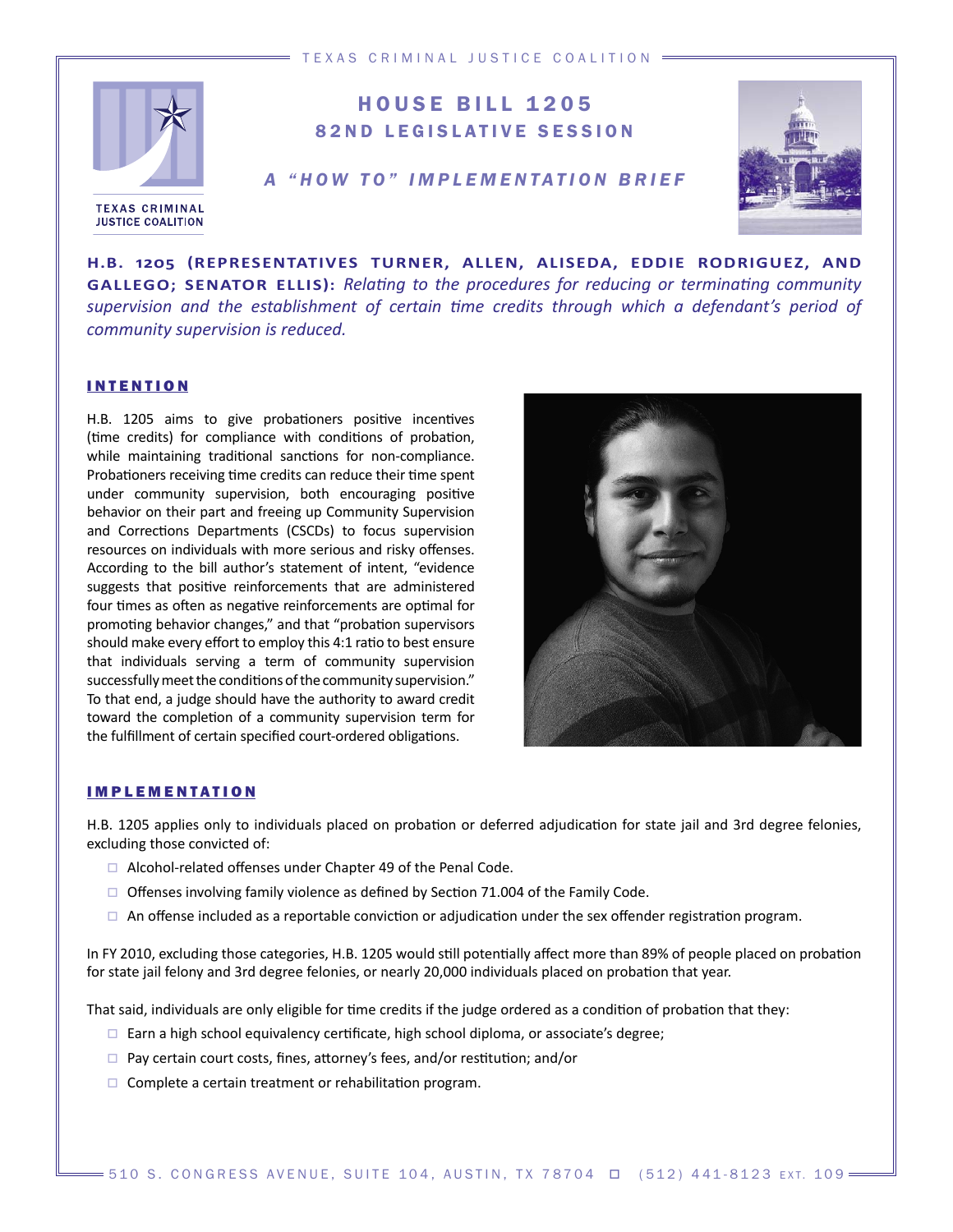# HOUSE BILL 1205
## 82ND LEGISLATIVE SESSION

### *A "HOW TO" IMPLEMENTATION BRIEF*

**H.B. 1205 (Representatives Turner, Allen, Aliseda, Eddie Rodriguez, and Gallego; Senator Ellis):** *Relating to the procedures for reducing or terminating community supervision and the establishment of certain time credits through which a defendant's period of community supervision is reduced.*

## INTENTION

H.B. 1205 aims to give probationers positive incentives (time credits) for compliance with conditions of probation, while maintaining traditional sanctions for non-compliance. Probationers receiving time credits can reduce their time spent under community supervision, both encouraging positive behavior on their part and freeing up Community Supervision and Corrections Departments (CSCDs) to focus supervision resources on individuals with more serious and risky offenses. According to the bill author's statement of intent, "evidence suggests that positive reinforcements that are administered four times as often as negative reinforcements are optimal for promoting behavior changes," and that "probation supervisors should make every effort to employ this 4:1 ratio to best ensure that individuals serving a term of community supervision successfully meet the conditions of the community supervision." To that end, a judge should have the authority to award credit toward the completion of a community supervision term for the fulfillment of certain specified court-ordered obligations.

## IMPLEMENTATION

H.B. 1205 applies only to individuals placed on probation or deferred adjudication for state jail and 3rd degree felonies, excluding those convicted of:

- Alcohol-related offenses under Chapter 49 of the Penal Code.
- Offenses involving family violence as defined by Section 71.004 of the Family Code.
- An offense included as a reportable conviction or adjudication under the sex offender registration program.

In FY 2010, excluding those categories, H.B. 1205 would still potentially affect more than 89% of people placed on probation for state jail felony and 3rd degree felonies, or nearly 20,000 individuals placed on probation that year.

That said, individuals are only eligible for time credits if the judge ordered as a condition of probation that they:

- Earn a high school equivalency certificate, high school diploma, or associate's degree;
- Pay certain court costs, fines, attorney's fees, and/or restitution; and/or
- Complete a certain treatment or rehabilitation program.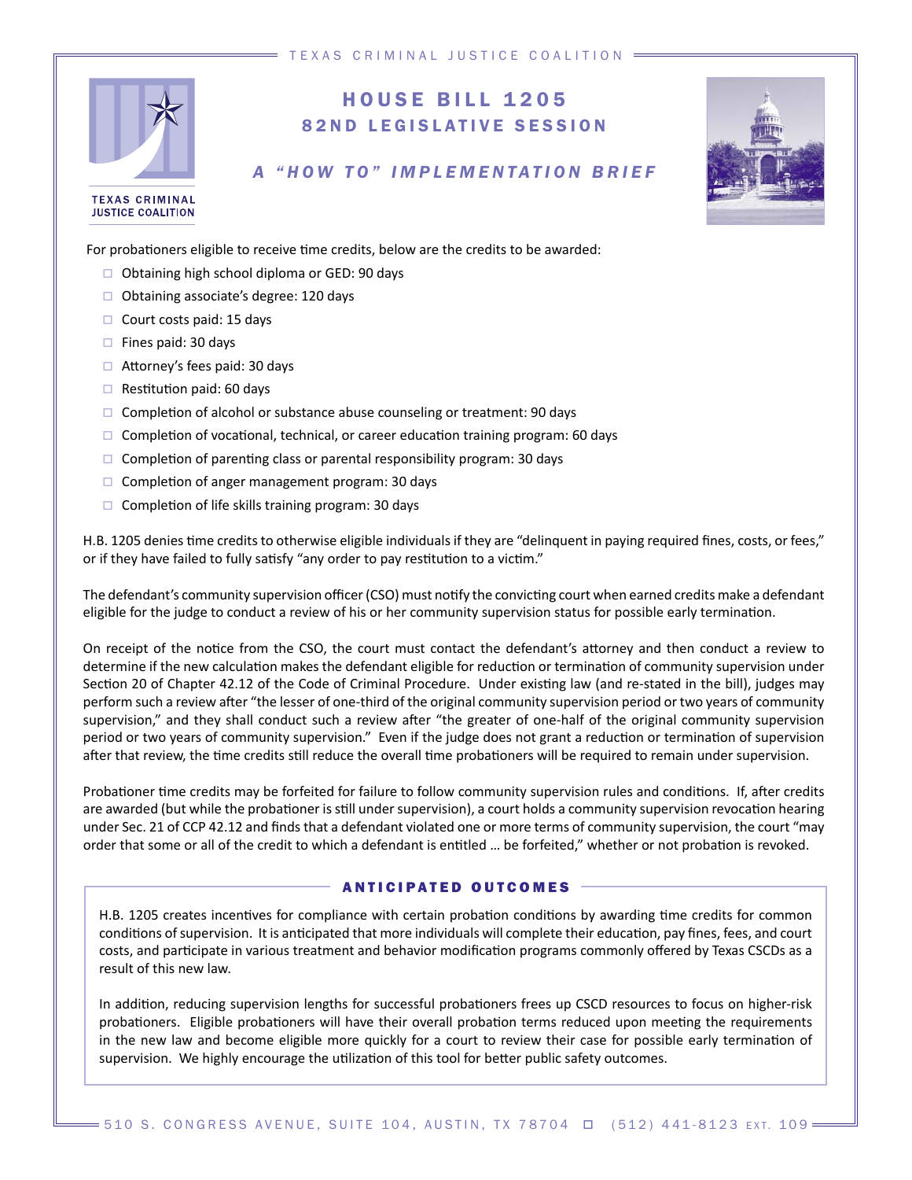# HOUSE BILL 1205

## 82ND LEGISLATIVE SESSION

### *A "HOW TO" IMPLEMENTATION BRIEF*

For probationers eligible to receive time credits, below are the credits to be awarded:

- Obtaining high school diploma or GED: 90 days
- Obtaining associate's degree: 120 days
- Court costs paid: 15 days
- Fines paid: 30 days
- Attorney's fees paid: 30 days
- Restitution paid: 60 days
- Completion of alcohol or substance abuse counseling or treatment: 90 days
- Completion of vocational, technical, or career education training program: 60 days
- Completion of parenting class or parental responsibility program: 30 days
- Completion of anger management program: 30 days
- Completion of life skills training program: 30 days

H.B. 1205 denies time credits to otherwise eligible individuals if they are "delinquent in paying required fines, costs, or fees," or if they have failed to fully satisfy "any order to pay restitution to a victim."

The defendant's community supervision officer (CSO) must notify the convicting court when earned credits make a defendant eligible for the judge to conduct a review of his or her community supervision status for possible early termination.

On receipt of the notice from the CSO, the court must contact the defendant's attorney and then conduct a review to determine if the new calculation makes the defendant eligible for reduction or termination of community supervision under Section 20 of Chapter 42.12 of the Code of Criminal Procedure. Under existing law (and re-stated in the bill), judges may perform such a review after "the lesser of one-third of the original community supervision period or two years of community supervision," and they shall conduct such a review after "the greater of one-half of the original community supervision period or two years of community supervision." Even if the judge does not grant a reduction or termination of supervision after that review, the time credits still reduce the overall time probationers will be required to remain under supervision.

Probationer time credits may be forfeited for failure to follow community supervision rules and conditions. If, after credits are awarded (but while the probationer is still under supervision), a court holds a community supervision revocation hearing under Sec. 21 of CCP 42.12 and finds that a defendant violated one or more terms of community supervision, the court "may order that some or all of the credit to which a defendant is entitled … be forfeited," whether or not probation is revoked.

## ANTICIPATED OUTCOMES

H.B. 1205 creates incentives for compliance with certain probation conditions by awarding time credits for common conditions of supervision. It is anticipated that more individuals will complete their education, pay fines, fees, and court costs, and participate in various treatment and behavior modification programs commonly offered by Texas CSCDs as a result of this new law.

In addition, reducing supervision lengths for successful probationers frees up CSCD resources to focus on higher-risk probationers. Eligible probationers will have their overall probation terms reduced upon meeting the requirements in the new law and become eligible more quickly for a court to review their case for possible early termination of supervision. We highly encourage the utilization of this tool for better public safety outcomes.